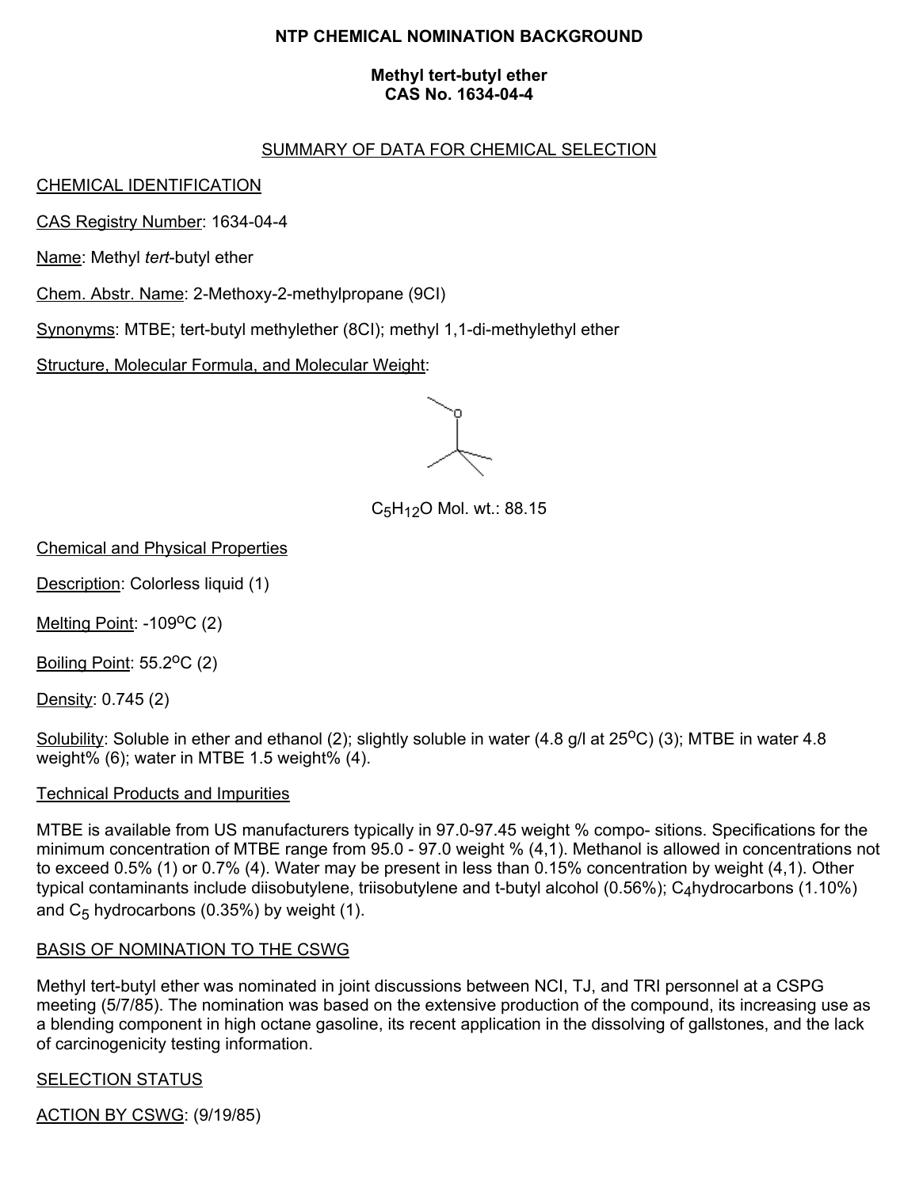# NTP CHEMICAL NOMINATION BACKGROUND

## Methyl tert-butyl ether
## CAS No. 1634-04-4

### SUMMARY OF DATA FOR CHEMICAL SELECTION

CHEMICAL IDENTIFICATION

CAS Registry Number: 1634-04-4

Name: Methyl *tert*-butyl ether

Chem. Abstr. Name: 2-Methoxy-2-methylpropane (9CI)

Synonyms: MTBE; tert-butyl methylether (8CI); methyl 1,1-di-methylethyl ether

Structure, Molecular Formula, and Molecular Weight:

$C_5H_{12}O$ Mol. wt.: 88.15

Chemical and Physical Properties

Description: Colorless liquid (1)

Melting Point: -109°C (2)

Boiling Point: 55.2°C (2)

Density: 0.745 (2)

Solubility: Soluble in ether and ethanol (2); slightly soluble in water (4.8 g/l at 25°C) (3); MTBE in water 4.8 weight% (6); water in MTBE 1.5 weight% (4).

Technical Products and Impurities

MTBE is available from US manufacturers typically in 97.0-97.45 weight % compo- sitions. Specifications for the minimum concentration of MTBE range from 95.0 - 97.0 weight % (4,1). Methanol is allowed in concentrations not to exceed 0.5% (1) or 0.7% (4). Water may be present in less than 0.15% concentration by weight (4,1). Other typical contaminants include diisobutylene, triisobutylene and t-butyl alcohol (0.56%); $C_4$hydrocarbons (1.10%) and $C_5$ hydrocarbons (0.35%) by weight (1).

BASIS OF NOMINATION TO THE CSWG

Methyl tert-butyl ether was nominated in joint discussions between NCI, TJ, and TRI personnel at a CSPG meeting (5/7/85). The nomination was based on the extensive production of the compound, its increasing use as a blending component in high octane gasoline, its recent application in the dissolving of gallstones, and the lack of carcinogenicity testing information.

SELECTION STATUS

ACTION BY CSWG: (9/19/85)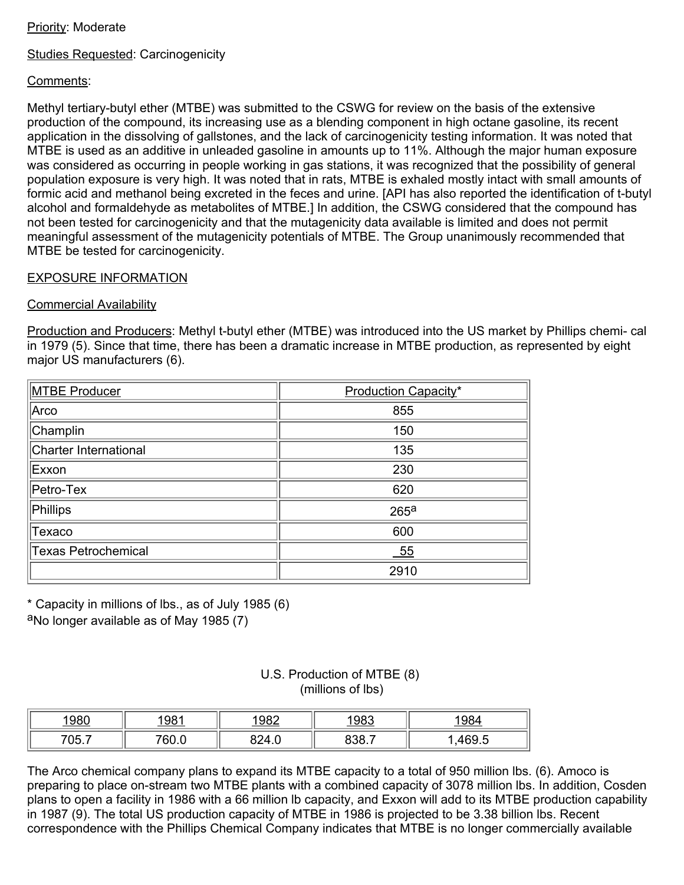Priority: Moderate

Studies Requested: Carcinogenicity

Comments:

Methyl tertiary-butyl ether (MTBE) was submitted to the CSWG for review on the basis of the extensive production of the compound, its increasing use as a blending component in high octane gasoline, its recent application in the dissolving of gallstones, and the lack of carcinogenicity testing information. It was noted that MTBE is used as an additive in unleaded gasoline in amounts up to 11%. Although the major human exposure was considered as occurring in people working in gas stations, it was recognized that the possibility of general population exposure is very high. It was noted that in rats, MTBE is exhaled mostly intact with small amounts of formic acid and methanol being excreted in the feces and urine. [API has also reported the identification of t-butyl alcohol and formaldehyde as metabolites of MTBE.] In addition, the CSWG considered that the compound has not been tested for carcinogenicity and that the mutagenicity data available is limited and does not permit meaningful assessment of the mutagenicity potentials of MTBE. The Group unanimously recommended that MTBE be tested for carcinogenicity.

EXPOSURE INFORMATION

Commercial Availability

Production and Producers: Methyl t-butyl ether (MTBE) was introduced into the US market by Phillips chemi- cal in 1979 (5). Since that time, there has been a dramatic increase in MTBE production, as represented by eight major US manufacturers (6).

| MTBE Producer | Production Capacity* |
|---|---|
| Arco | 855 |
| Champlin | 150 |
| Charter International | 135 |
| Exxon | 230 |
| Petro-Tex | 620 |
| Phillips | 265[a] |
| Texaco | 600 |
| Texas Petrochemical | 55 |
| | 2910 |

\* Capacity in millions of lbs., as of July 1985 (6)
[a]No longer available as of May 1985 (7)

U.S. Production of MTBE (8)
(millions of lbs)

| 1980 | 1981 | 1982 | 1983 | 1984 |
|---|---|---|---|---|
| 705.7 | 760.0 | 824.0 | 838.7 | 1,469.5 |

The Arco chemical company plans to expand its MTBE capacity to a total of 950 million lbs. (6). Amoco is preparing to place on-stream two MTBE plants with a combined capacity of 3078 million lbs. In addition, Cosden plans to open a facility in 1986 with a 66 million lb capacity, and Exxon will add to its MTBE production capability in 1987 (9). The total US production capacity of MTBE in 1986 is projected to be 3.38 billion lbs. Recent correspondence with the Phillips Chemical Company indicates that MTBE is no longer commercially available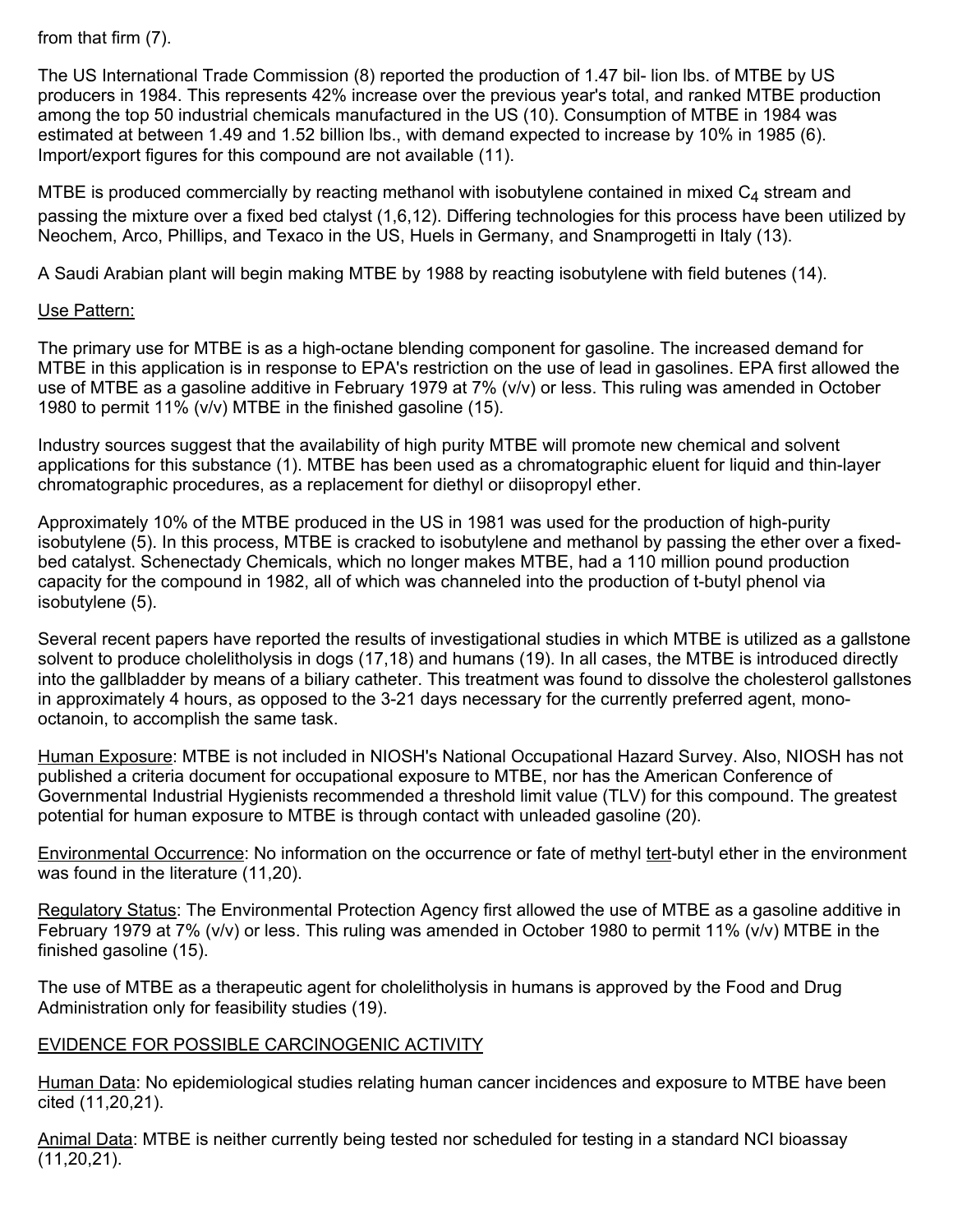from that firm (7).

The US International Trade Commission (8) reported the production of 1.47 bil- lion lbs. of MTBE by US producers in 1984. This represents 42% increase over the previous year's total, and ranked MTBE production among the top 50 industrial chemicals manufactured in the US (10). Consumption of MTBE in 1984 was estimated at between 1.49 and 1.52 billion lbs., with demand expected to increase by 10% in 1985 (6). Import/export figures for this compound are not available (11).

MTBE is produced commercially by reacting methanol with isobutylene contained in mixed $C_4$ stream and passing the mixture over a fixed bed ctalyst (1,6,12). Differing technologies for this process have been utilized by Neochem, Arco, Phillips, and Texaco in the US, Huels in Germany, and Snamprogetti in Italy (13).

A Saudi Arabian plant will begin making MTBE by 1988 by reacting isobutylene with field butenes (14).

Use Pattern:

The primary use for MTBE is as a high-octane blending component for gasoline. The increased demand for MTBE in this application is in response to EPA's restriction on the use of lead in gasolines. EPA first allowed the use of MTBE as a gasoline additive in February 1979 at 7% (v/v) or less. This ruling was amended in October 1980 to permit 11% (v/v) MTBE in the finished gasoline (15).

Industry sources suggest that the availability of high purity MTBE will promote new chemical and solvent applications for this substance (1). MTBE has been used as a chromatographic eluent for liquid and thin-layer chromatographic procedures, as a replacement for diethyl or diisopropyl ether.

Approximately 10% of the MTBE produced in the US in 1981 was used for the production of high-purity isobutylene (5). In this process, MTBE is cracked to isobutylene and methanol by passing the ether over a fixed-bed catalyst. Schenectady Chemicals, which no longer makes MTBE, had a 110 million pound production capacity for the compound in 1982, all of which was channeled into the production of t-butyl phenol via isobutylene (5).

Several recent papers have reported the results of investigational studies in which MTBE is utilized as a gallstone solvent to produce cholelitholysis in dogs (17,18) and humans (19). In all cases, the MTBE is introduced directly into the gallbladder by means of a biliary catheter. This treatment was found to dissolve the cholesterol gallstones in approximately 4 hours, as opposed to the 3-21 days necessary for the currently preferred agent, mono-octanoin, to accomplish the same task.

Human Exposure: MTBE is not included in NIOSH's National Occupational Hazard Survey. Also, NIOSH has not published a criteria document for occupational exposure to MTBE, nor has the American Conference of Governmental Industrial Hygienists recommended a threshold limit value (TLV) for this compound. The greatest potential for human exposure to MTBE is through contact with unleaded gasoline (20).

Environmental Occurrence: No information on the occurrence or fate of methyl tert-butyl ether in the environment was found in the literature (11,20).

Regulatory Status: The Environmental Protection Agency first allowed the use of MTBE as a gasoline additive in February 1979 at 7% (v/v) or less. This ruling was amended in October 1980 to permit 11% (v/v) MTBE in the finished gasoline (15).

The use of MTBE as a therapeutic agent for cholelitholysis in humans is approved by the Food and Drug Administration only for feasibility studies (19).

EVIDENCE FOR POSSIBLE CARCINOGENIC ACTIVITY

Human Data: No epidemiological studies relating human cancer incidences and exposure to MTBE have been cited (11,20,21).

Animal Data: MTBE is neither currently being tested nor scheduled for testing in a standard NCI bioassay (11,20,21).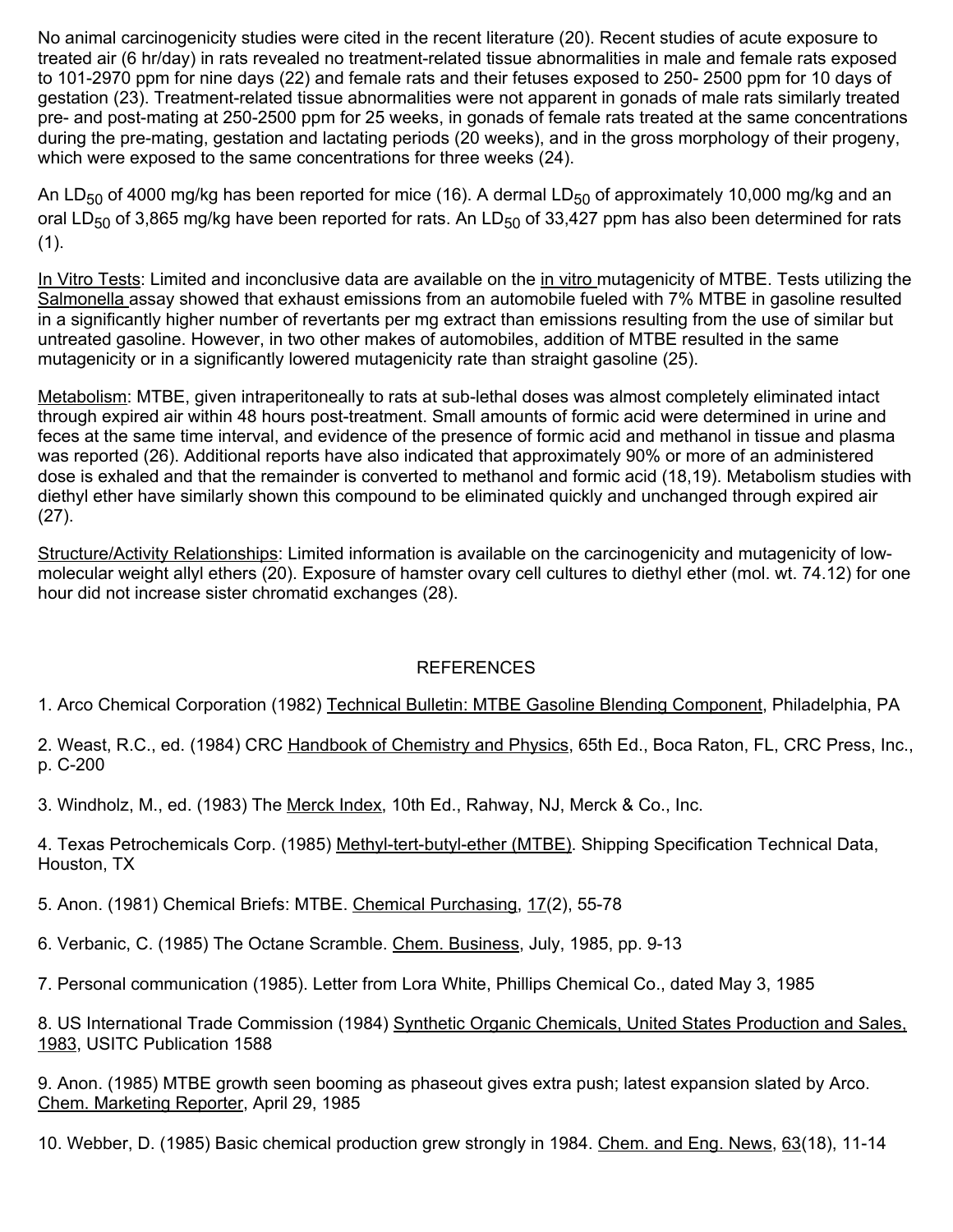No animal carcinogenicity studies were cited in the recent literature (20). Recent studies of acute exposure to treated air (6 hr/day) in rats revealed no treatment-related tissue abnormalities in male and female rats exposed to 101-2970 ppm for nine days (22) and female rats and their fetuses exposed to 250- 2500 ppm for 10 days of gestation (23). Treatment-related tissue abnormalities were not apparent in gonads of male rats similarly treated pre- and post-mating at 250-2500 ppm for 25 weeks, in gonads of female rats treated at the same concentrations during the pre-mating, gestation and lactating periods (20 weeks), and in the gross morphology of their progeny, which were exposed to the same concentrations for three weeks (24).

An $LD_{50}$ of 4000 mg/kg has been reported for mice (16). A dermal $LD_{50}$ of approximately 10,000 mg/kg and an oral $LD_{50}$ of 3,865 mg/kg have been reported for rats. An $LD_{50}$ of 33,427 ppm has also been determined for rats (1).

In Vitro Tests: Limited and inconclusive data are available on the *in vitro* mutagenicity of MTBE. Tests utilizing the *Salmonella* assay showed that exhaust emissions from an automobile fueled with 7% MTBE in gasoline resulted in a significantly higher number of revertants per mg extract than emissions resulting from the use of similar but untreated gasoline. However, in two other makes of automobiles, addition of MTBE resulted in the same mutagenicity or in a significantly lowered mutagenicity rate than straight gasoline (25).

Metabolism: MTBE, given intraperitoneally to rats at sub-lethal doses was almost completely eliminated intact through expired air within 48 hours post-treatment. Small amounts of formic acid were determined in urine and feces at the same time interval, and evidence of the presence of formic acid and methanol in tissue and plasma was reported (26). Additional reports have also indicated that approximately 90% or more of an administered dose is exhaled and that the remainder is converted to methanol and formic acid (18,19). Metabolism studies with diethyl ether have similarly shown this compound to be eliminated quickly and unchanged through expired air (27).

Structure/Activity Relationships: Limited information is available on the carcinogenicity and mutagenicity of low-molecular weight allyl ethers (20). Exposure of hamster ovary cell cultures to diethyl ether (mol. wt. 74.12) for one hour did not increase sister chromatid exchanges (28).

## REFERENCES

1. Arco Chemical Corporation (1982) Technical Bulletin: MTBE Gasoline Blending Component, Philadelphia, PA

2. Weast, R.C., ed. (1984) CRC Handbook of Chemistry and Physics, 65th Ed., Boca Raton, FL, CRC Press, Inc., p. C-200

3. Windholz, M., ed. (1983) The Merck Index, 10th Ed., Rahway, NJ, Merck & Co., Inc.

4. Texas Petrochemicals Corp. (1985) Methyl-tert-butyl-ether (MTBE). Shipping Specification Technical Data, Houston, TX

5. Anon. (1981) Chemical Briefs: MTBE. Chemical Purchasing, 17(2), 55-78

6. Verbanic, C. (1985) The Octane Scramble. Chem. Business, July, 1985, pp. 9-13

7. Personal communication (1985). Letter from Lora White, Phillips Chemical Co., dated May 3, 1985

8. US International Trade Commission (1984) Synthetic Organic Chemicals, United States Production and Sales, 1983, USITC Publication 1588

9. Anon. (1985) MTBE growth seen booming as phaseout gives extra push; latest expansion slated by Arco. Chem. Marketing Reporter, April 29, 1985

10. Webber, D. (1985) Basic chemical production grew strongly in 1984. Chem. and Eng. News, 63(18), 11-14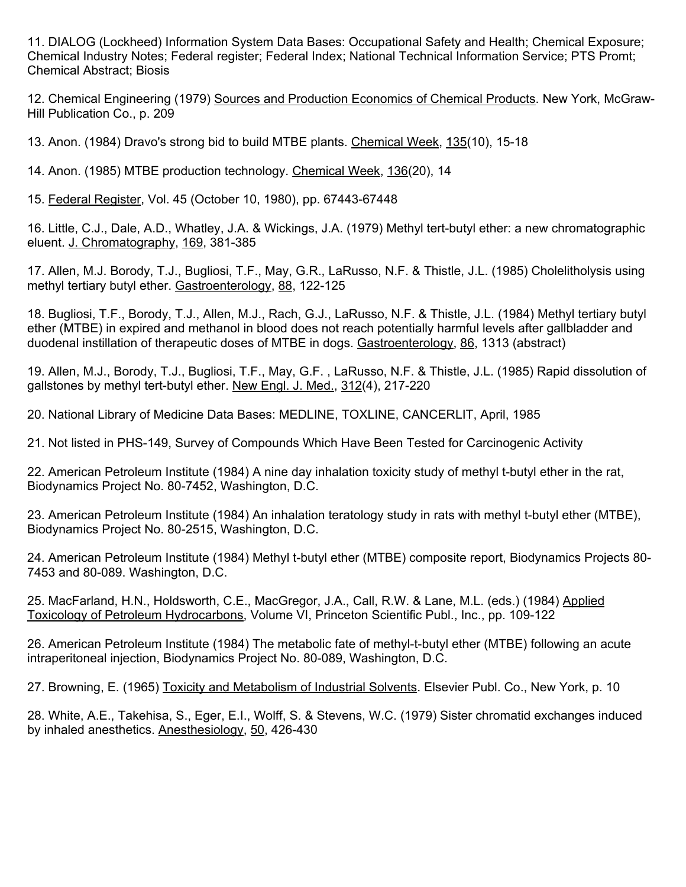11. DIALOG (Lockheed) Information System Data Bases: Occupational Safety and Health; Chemical Exposure; Chemical Industry Notes; Federal register; Federal Index; National Technical Information Service; PTS Promt; Chemical Abstract; Biosis

12. Chemical Engineering (1979) Sources and Production Economics of Chemical Products. New York, McGraw-Hill Publication Co., p. 209

13. Anon. (1984) Dravo's strong bid to build MTBE plants. Chemical Week, 135(10), 15-18

14. Anon. (1985) MTBE production technology. Chemical Week, 136(20), 14

15. Federal Register, Vol. 45 (October 10, 1980), pp. 67443-67448

16. Little, C.J., Dale, A.D., Whatley, J.A. & Wickings, J.A. (1979) Methyl tert-butyl ether: a new chromatographic eluent. J. Chromatography, 169, 381-385

17. Allen, M.J. Borody, T.J., Bugliosi, T.F., May, G.R., LaRusso, N.F. & Thistle, J.L. (1985) Cholelitholysis using methyl tertiary butyl ether. Gastroenterology, 88, 122-125

18. Bugliosi, T.F., Borody, T.J., Allen, M.J., Rach, G.J., LaRusso, N.F. & Thistle, J.L. (1984) Methyl tertiary butyl ether (MTBE) in expired and methanol in blood does not reach potentially harmful levels after gallbladder and duodenal instillation of therapeutic doses of MTBE in dogs. Gastroenterology, 86, 1313 (abstract)

19. Allen, M.J., Borody, T.J., Bugliosi, T.F., May, G.F. , LaRusso, N.F. & Thistle, J.L. (1985) Rapid dissolution of gallstones by methyl tert-butyl ether. New Engl. J. Med., 312(4), 217-220

20. National Library of Medicine Data Bases: MEDLINE, TOXLINE, CANCERLIT, April, 1985

21. Not listed in PHS-149, Survey of Compounds Which Have Been Tested for Carcinogenic Activity

22. American Petroleum Institute (1984) A nine day inhalation toxicity study of methyl t-butyl ether in the rat, Biodynamics Project No. 80-7452, Washington, D.C.

23. American Petroleum Institute (1984) An inhalation teratology study in rats with methyl t-butyl ether (MTBE), Biodynamics Project No. 80-2515, Washington, D.C.

24. American Petroleum Institute (1984) Methyl t-butyl ether (MTBE) composite report, Biodynamics Projects 80-7453 and 80-089. Washington, D.C.

25. MacFarland, H.N., Holdsworth, C.E., MacGregor, J.A., Call, R.W. & Lane, M.L. (eds.) (1984) Applied Toxicology of Petroleum Hydrocarbons, Volume VI, Princeton Scientific Publ., Inc., pp. 109-122

26. American Petroleum Institute (1984) The metabolic fate of methyl-t-butyl ether (MTBE) following an acute intraperitoneal injection, Biodynamics Project No. 80-089, Washington, D.C.

27. Browning, E. (1965) Toxicity and Metabolism of Industrial Solvents. Elsevier Publ. Co., New York, p. 10

28. White, A.E., Takehisa, S., Eger, E.I., Wolff, S. & Stevens, W.C. (1979) Sister chromatid exchanges induced by inhaled anesthetics. Anesthesiology, 50, 426-430